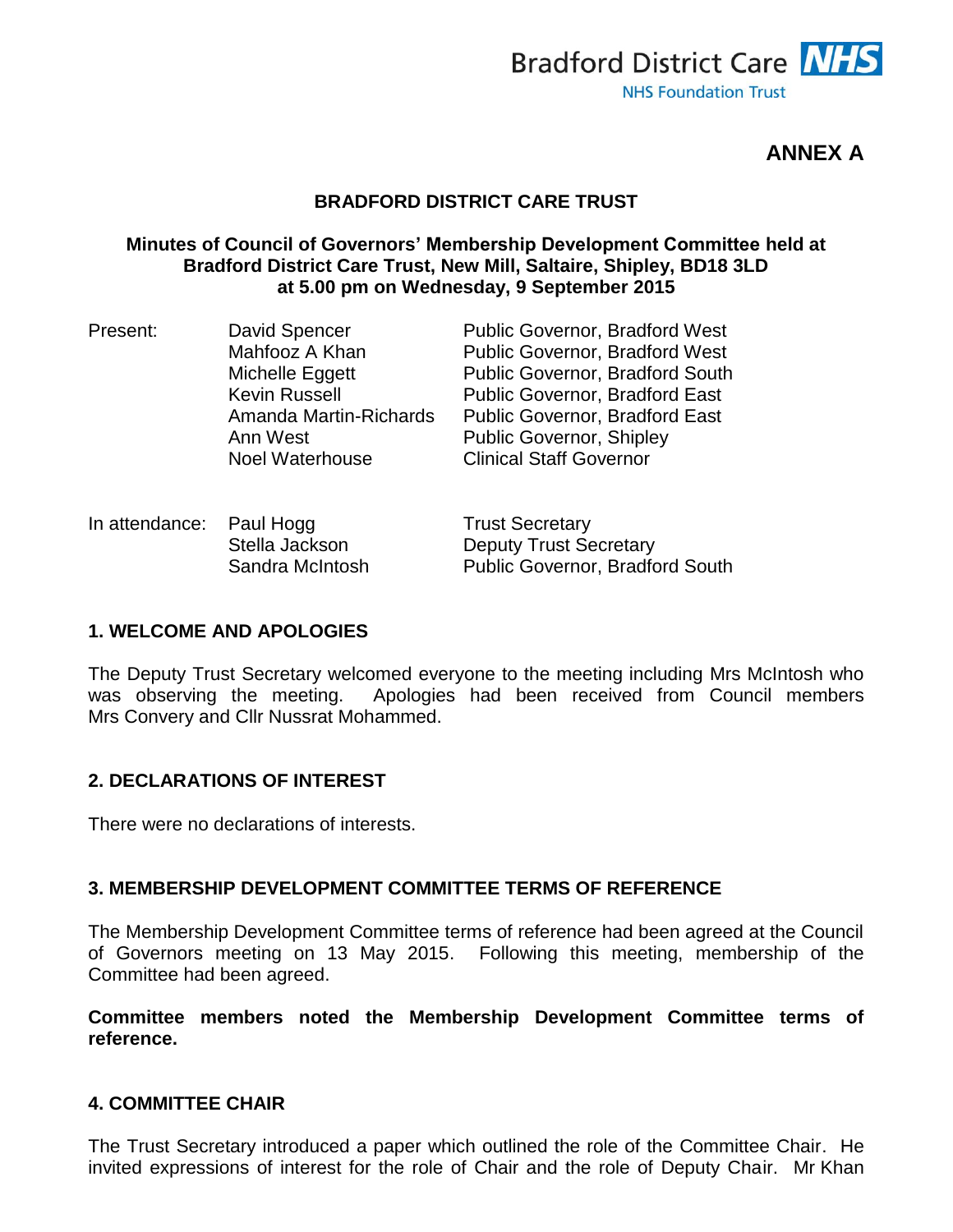Bradford District Care NHS

NHS Foundation Trust

**ANNEX A**

# BRADFORD DISTRICT CARE TRUST

## Minutes of Council of Governors' Membership Development Committee held at Bradford District Care Trust, New Mill, Saltaire, Shipley, BD18 3LD at 5.00 pm on Wednesday, 9 September 2015

| | | |
|---|---|---|
| Present: | David Spencer | Public Governor, Bradford West |
| | Mahfooz A Khan | Public Governor, Bradford West |
| | Michelle Eggett | Public Governor, Bradford South |
| | Kevin Russell | Public Governor, Bradford East |
| | Amanda Martin-Richards | Public Governor, Bradford East |
| | Ann West | Public Governor, Shipley |
| | Noel Waterhouse | Clinical Staff Governor |

| | | |
|---|---|---|
| In attendance: | Paul Hogg | Trust Secretary |
| | Stella Jackson | Deputy Trust Secretary |
| | Sandra McIntosh | Public Governor, Bradford South |

### 1. WELCOME AND APOLOGIES

The Deputy Trust Secretary welcomed everyone to the meeting including Mrs McIntosh who was observing the meeting. Apologies had been received from Council members Mrs Convery and Cllr Nussrat Mohammed.

### 2. DECLARATIONS OF INTEREST

There were no declarations of interests.

### 3. MEMBERSHIP DEVELOPMENT COMMITTEE TERMS OF REFERENCE

The Membership Development Committee terms of reference had been agreed at the Council of Governors meeting on 13 May 2015. Following this meeting, membership of the Committee had been agreed.

**Committee members noted the Membership Development Committee terms of reference.**

### 4. COMMITTEE CHAIR

The Trust Secretary introduced a paper which outlined the role of the Committee Chair. He invited expressions of interest for the role of Chair and the role of Deputy Chair. Mr Khan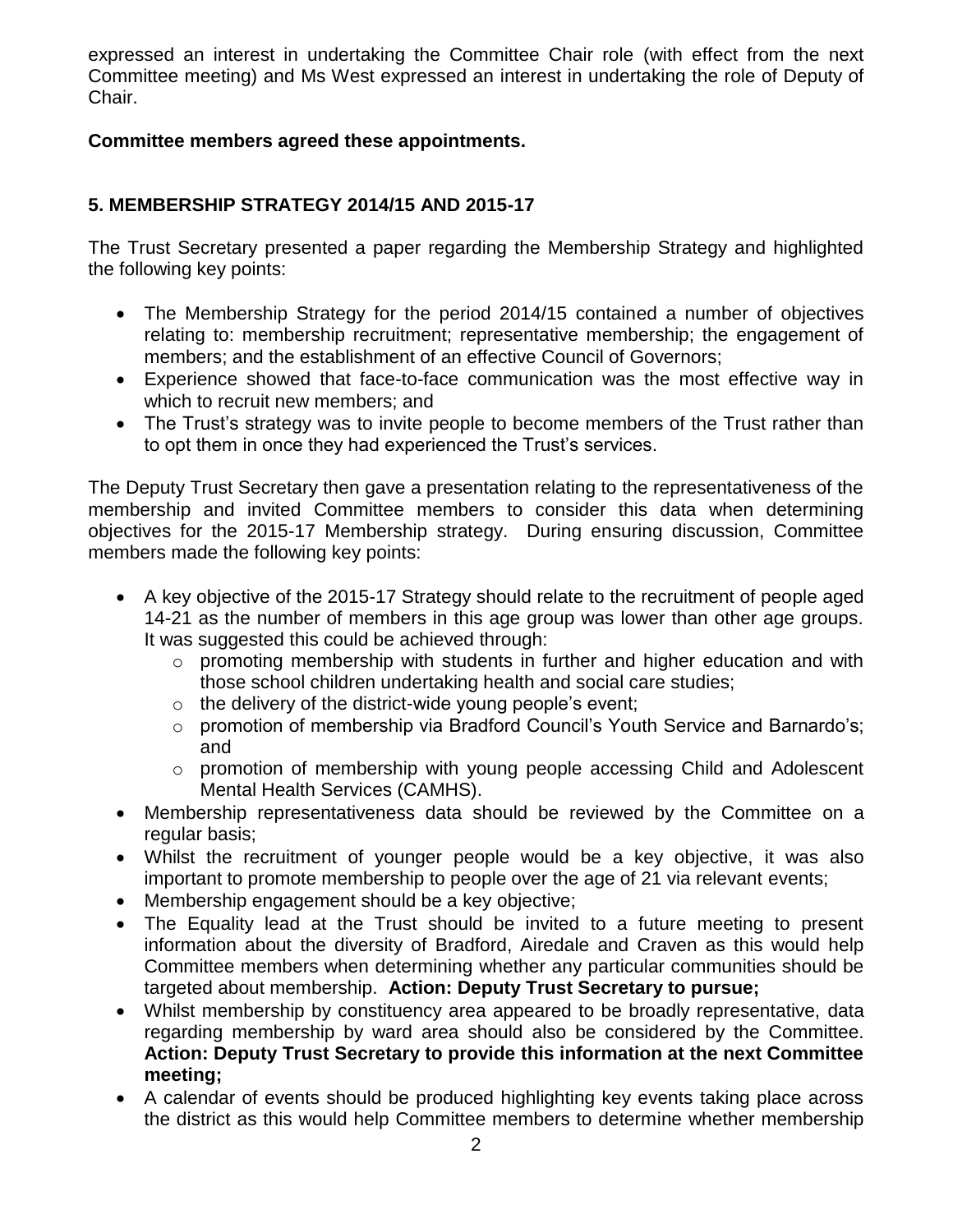expressed an interest in undertaking the Committee Chair role (with effect from the next Committee meeting) and Ms West expressed an interest in undertaking the role of Deputy of Chair.

**Committee members agreed these appointments.**

## 5. MEMBERSHIP STRATEGY 2014/15 AND 2015-17

The Trust Secretary presented a paper regarding the Membership Strategy and highlighted the following key points:

- The Membership Strategy for the period 2014/15 contained a number of objectives relating to: membership recruitment; representative membership; the engagement of members; and the establishment of an effective Council of Governors;
- Experience showed that face-to-face communication was the most effective way in which to recruit new members; and
- The Trust's strategy was to invite people to become members of the Trust rather than to opt them in once they had experienced the Trust's services.

The Deputy Trust Secretary then gave a presentation relating to the representativeness of the membership and invited Committee members to consider this data when determining objectives for the 2015-17 Membership strategy. During ensuring discussion, Committee members made the following key points:

- A key objective of the 2015-17 Strategy should relate to the recruitment of people aged 14-21 as the number of members in this age group was lower than other age groups. It was suggested this could be achieved through:
  - promoting membership with students in further and higher education and with those school children undertaking health and social care studies;
  - the delivery of the district-wide young people's event;
  - promotion of membership via Bradford Council's Youth Service and Barnardo's; and
  - promotion of membership with young people accessing Child and Adolescent Mental Health Services (CAMHS).
- Membership representativeness data should be reviewed by the Committee on a regular basis;
- Whilst the recruitment of younger people would be a key objective, it was also important to promote membership to people over the age of 21 via relevant events;
- Membership engagement should be a key objective;
- The Equality lead at the Trust should be invited to a future meeting to present information about the diversity of Bradford, Airedale and Craven as this would help Committee members when determining whether any particular communities should be targeted about membership. **Action: Deputy Trust Secretary to pursue;**
- Whilst membership by constituency area appeared to be broadly representative, data regarding membership by ward area should also be considered by the Committee. **Action: Deputy Trust Secretary to provide this information at the next Committee meeting;**
- A calendar of events should be produced highlighting key events taking place across the district as this would help Committee members to determine whether membership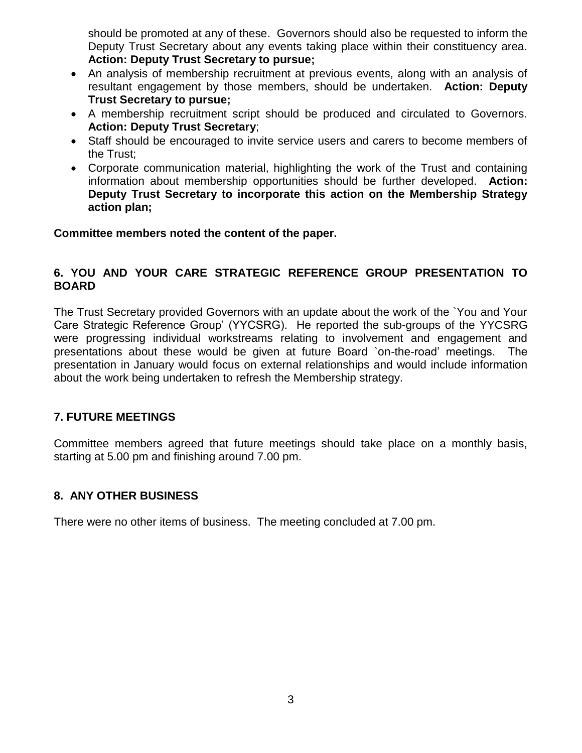should be promoted at any of these. Governors should also be requested to inform the Deputy Trust Secretary about any events taking place within their constituency area. **Action: Deputy Trust Secretary to pursue;**

- An analysis of membership recruitment at previous events, along with an analysis of resultant engagement by those members, should be undertaken. **Action: Deputy Trust Secretary to pursue;**
- A membership recruitment script should be produced and circulated to Governors. **Action: Deputy Trust Secretary**;
- Staff should be encouraged to invite service users and carers to become members of the Trust;
- Corporate communication material, highlighting the work of the Trust and containing information about membership opportunities should be further developed. **Action: Deputy Trust Secretary to incorporate this action on the Membership Strategy action plan;**

**Committee members noted the content of the paper.**

## 6. YOU AND YOUR CARE STRATEGIC REFERENCE GROUP PRESENTATION TO BOARD

The Trust Secretary provided Governors with an update about the work of the `You and Your Care Strategic Reference Group' (YYCSRG). He reported the sub-groups of the YYCSRG were progressing individual workstreams relating to involvement and engagement and presentations about these would be given at future Board `on-the-road' meetings. The presentation in January would focus on external relationships and would include information about the work being undertaken to refresh the Membership strategy.

## 7. FUTURE MEETINGS

Committee members agreed that future meetings should take place on a monthly basis, starting at 5.00 pm and finishing around 7.00 pm.

## 8. ANY OTHER BUSINESS

There were no other items of business. The meeting concluded at 7.00 pm.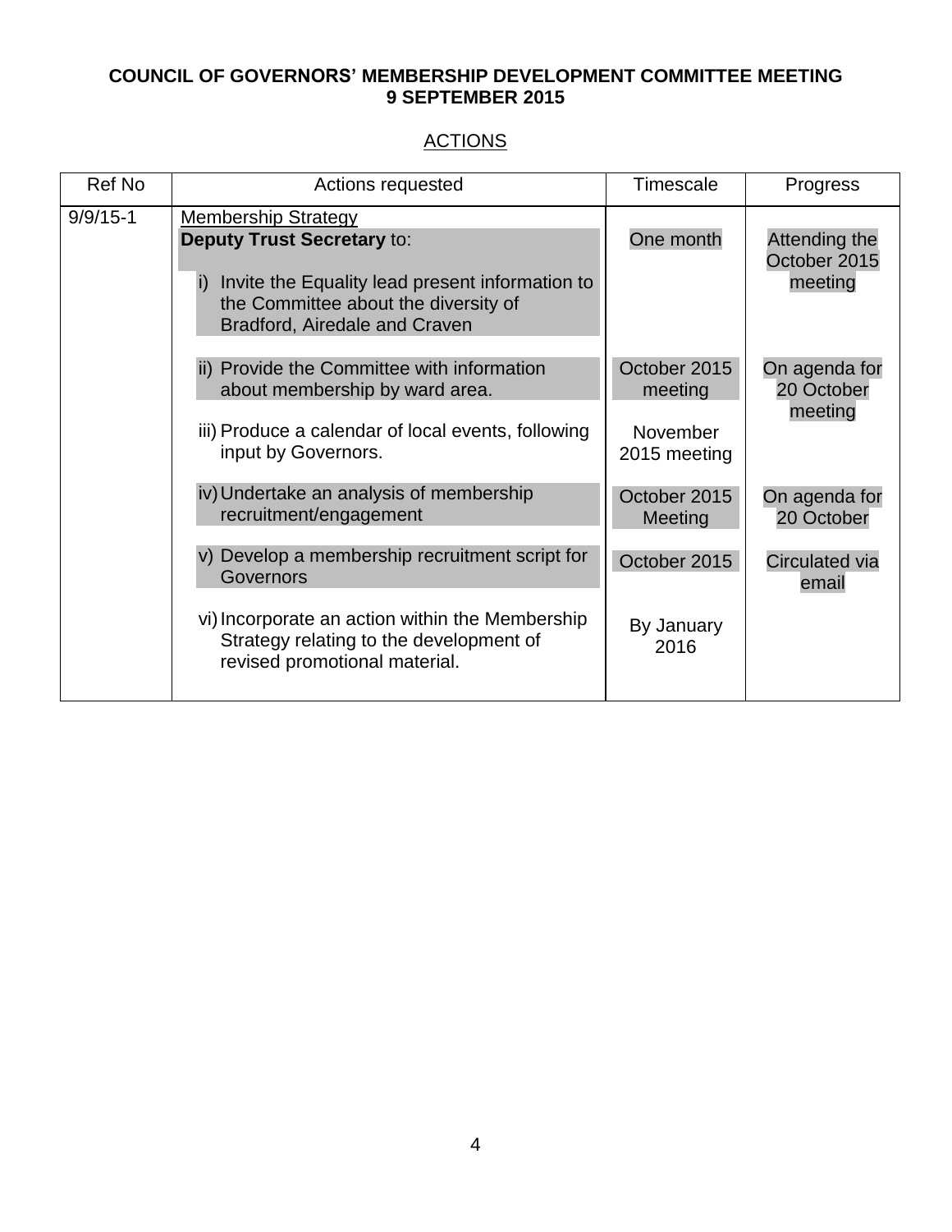**COUNCIL OF GOVERNORS' MEMBERSHIP DEVELOPMENT COMMITTEE MEETING**
**9 SEPTEMBER 2015**

ACTIONS

| Ref No | Actions requested | Timescale | Progress |
|---|---|---|---|
| 9/9/15-1 | Membership Strategy<br>**Deputy Trust Secretary** to: | | |
| | i) Invite the Equality lead present information to the Committee about the diversity of Bradford, Airedale and Craven | One month | Attending the October 2015 meeting |
| | ii) Provide the Committee with information about membership by ward area. | October 2015 meeting | On agenda for 20 October meeting |
| | iii) Produce a calendar of local events, following input by Governors. | November 2015 meeting | |
| | iv) Undertake an analysis of membership recruitment/engagement | October 2015 Meeting | On agenda for 20 October |
| | v) Develop a membership recruitment script for Governors | October 2015 | Circulated via email |
| | vi) Incorporate an action within the Membership Strategy relating to the development of revised promotional material. | By January 2016 | |